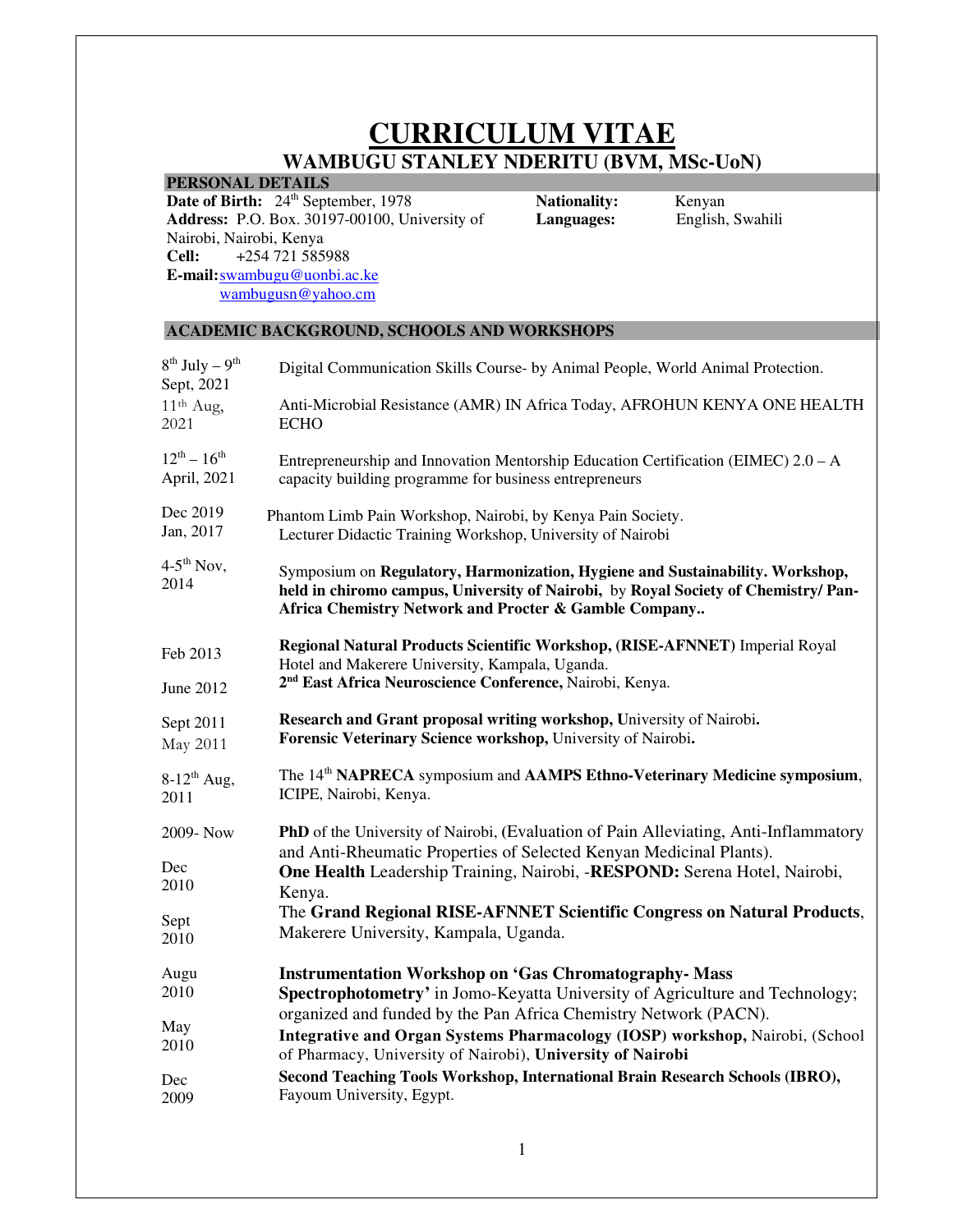# CURRICULUM VITAE

## WAMBUGU STANLEY NDERITU (BVM, MSc-UoN)

### PERSONAL DETAILS

**Date of Birth:** 24th September, 1978
**Address:** P.O. Box. 30197-00100, University of Nairobi, Nairobi, Kenya
**Cell:** +254 721 585988
**E-mail:** swambugu@uonbi.ac.ke
wambugusn@yahoo.cm

**Nationality:** Kenyan
**Languages:** English, Swahili

### ACADEMIC BACKGROUND, SCHOOLS AND WORKSHOPS

| | |
|---|---|
| 8th July – 9th Sept, 2021 | Digital Communication Skills Course- by Animal People, World Animal Protection. |
| 11th Aug, 2021 | Anti-Microbial Resistance (AMR) IN Africa Today, AFROHUN KENYA ONE HEALTH ECHO |
| 12th – 16th April, 2021 | Entrepreneurship and Innovation Mentorship Education Certification (EIMEC) 2.0 – A capacity building programme for business entrepreneurs |
| Dec 2019 | Phantom Limb Pain Workshop, Nairobi, by Kenya Pain Society. |
| Jan, 2017 | Lecturer Didactic Training Workshop, University of Nairobi |
| 4-5th Nov, 2014 | Symposium on **Regulatory, Harmonization, Hygiene and Sustainability. Workshop, held in chiromo campus, University of Nairobi,** by **Royal Society of Chemistry/ Pan-Africa Chemistry Network and Procter & Gamble Company..** |
| Feb 2013 | **Regional Natural Products Scientific Workshop, (RISE-AFNNET)** Imperial Royal Hotel and Makerere University, Kampala, Uganda. |
| June 2012 | **2nd East Africa Neuroscience Conference,** Nairobi, Kenya. |
| Sept 2011 | **Research and Grant proposal writing workshop, U**niversity of Nairobi**.** |
| May 2011 | **Forensic Veterinary Science workshop,** University of Nairobi**.** |
| 8-12th Aug, 2011 | The 14th **NAPRECA** symposium and **AAMPS Ethno-Veterinary Medicine symposium**, ICIPE, Nairobi, Kenya. |
| 2009- Now | **PhD** of the University of Nairobi, (Evaluation of Pain Alleviating, Anti-Inflammatory and Anti-Rheumatic Properties of Selected Kenyan Medicinal Plants). |
| Dec 2010 | **One Health** Leadership Training, Nairobi, -**RESPOND:** Serena Hotel, Nairobi, Kenya. |
| Sept 2010 | The **Grand Regional RISE-AFNNET Scientific Congress on Natural Products**, Makerere University, Kampala, Uganda. |
| Augu 2010 | **Instrumentation Workshop on 'Gas Chromatography- Mass Spectrophotometry'** in Jomo-Keyatta University of Agriculture and Technology; organized and funded by the Pan Africa Chemistry Network (PACN). |
| May 2010 | **Integrative and Organ Systems Pharmacology (IOSP) workshop,** Nairobi, (School of Pharmacy, University of Nairobi), **University of Nairobi** |
| Dec 2009 | **Second Teaching Tools Workshop, International Brain Research Schools (IBRO),** Fayoum University, Egypt. |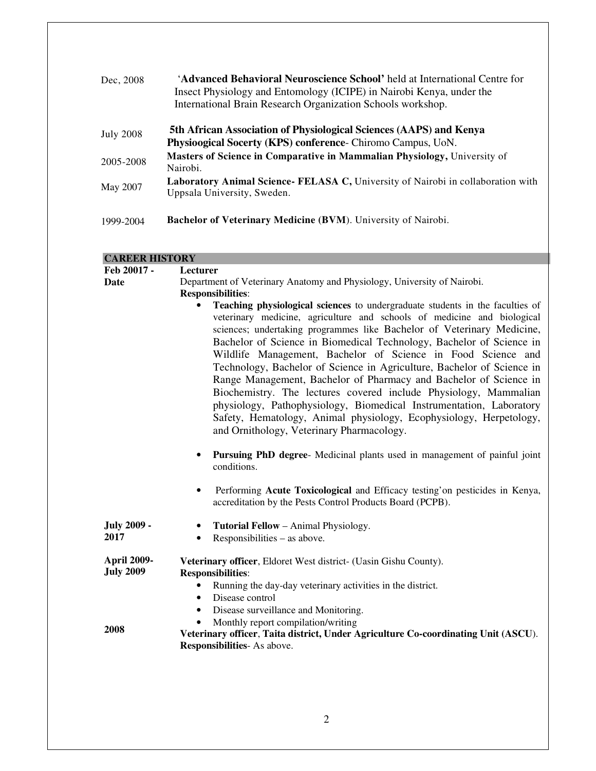| | |
|---|---|
| Dec, 2008 | '**Advanced Behavioral Neuroscience School'** held at International Centre for Insect Physiology and Entomology (ICIPE) in Nairobi Kenya, under the International Brain Research Organization Schools workshop. |
| July 2008 | **5th African Association of Physiological Sciences (AAPS) and Kenya Physioogical Socerty (KPS) conference**- Chiromo Campus, UoN. |
| 2005-2008 | **Masters of Science in Comparative in Mammalian Physiology,** University of Nairobi. |
| May 2007 | **Laboratory Animal Science- FELASA C,** University of Nairobi in collaboration with Uppsala University, Sweden. |
| 1999-2004 | **Bachelor of Veterinary Medicine (BVM**). University of Nairobi. |

## CAREER HISTORY

**Feb 20017 - Date** — **Lecturer**

Department of Veterinary Anatomy and Physiology, University of Nairobi.

**Responsibilities**:

- **Teaching physiological sciences** to undergraduate students in the faculties of veterinary medicine, agriculture and schools of medicine and biological sciences; undertaking programmes like Bachelor of Veterinary Medicine, Bachelor of Science in Biomedical Technology, Bachelor of Science in Wildlife Management, Bachelor of Science in Food Science and Technology, Bachelor of Science in Agriculture, Bachelor of Science in Range Management, Bachelor of Pharmacy and Bachelor of Science in Biochemistry. The lectures covered include Physiology, Mammalian physiology, Pathophysiology, Biomedical Instrumentation, Laboratory Safety, Hematology, Animal physiology, Ecophysiology, Herpetology, and Ornithology, Veterinary Pharmacology.
- **Pursuing PhD degree**- Medicinal plants used in management of painful joint conditions.
- Performing **Acute Toxicological** and Efficacy testing'on pesticides in Kenya, accreditation by the Pests Control Products Board (PCPB).

**July 2009 - 2017**

- **Tutorial Fellow** – Animal Physiology.
- Responsibilities – as above.

**April 2009- July 2009** — **Veterinary officer**, Eldoret West district- (Uasin Gishu County).

**Responsibilities**:

- Running the day-day veterinary activities in the district.
- Disease control
- Disease surveillance and Monitoring.
- Monthly report compilation/writing

**2008** — **Veterinary officer**, **Taita district, Under Agriculture Co-coordinating Unit (ASCU**).

**Responsibilities**- As above.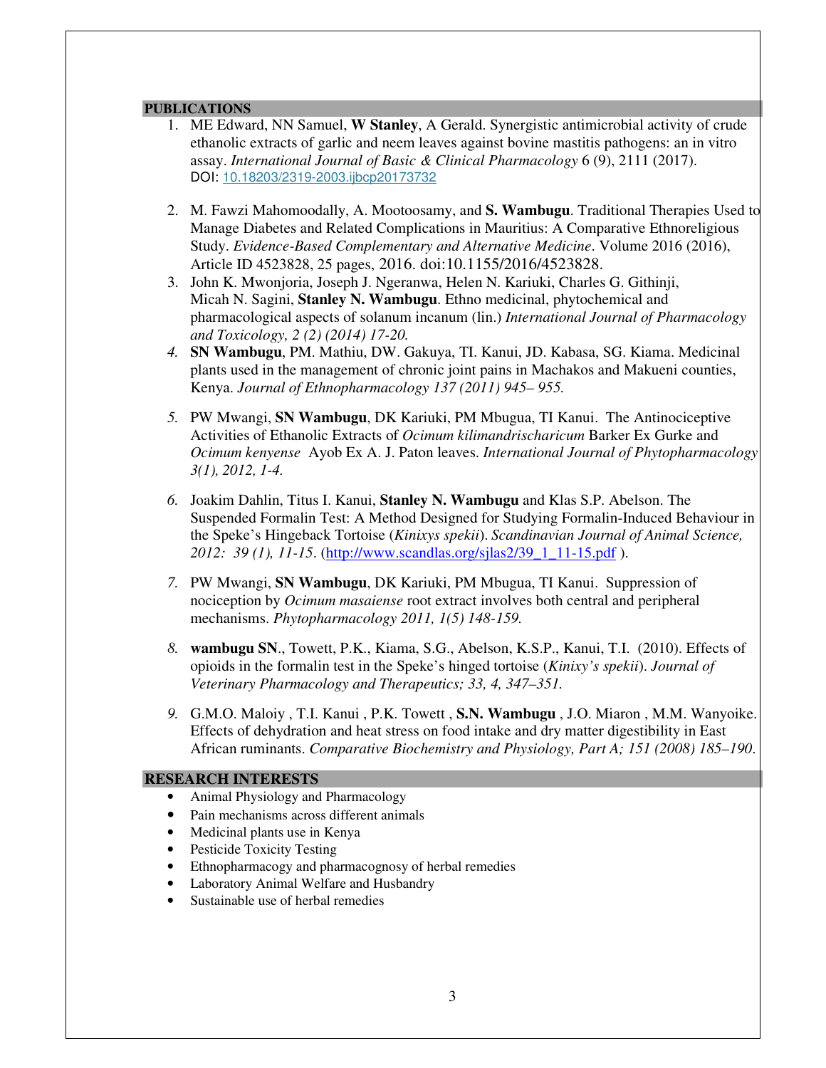## PUBLICATIONS

1. ME Edward, NN Samuel, **W Stanley**, A Gerald. Synergistic antimicrobial activity of crude ethanolic extracts of garlic and neem leaves against bovine mastitis pathogens: an in vitro assay. *International Journal of Basic & Clinical Pharmacology* 6 (9), 2111 (2017). DOI: 10.18203/2319-2003.ijbcp20173732

2. M. Fawzi Mahomoodally, A. Mootoosamy, and **S. Wambugu**. Traditional Therapies Used to Manage Diabetes and Related Complications in Mauritius: A Comparative Ethnoreligious Study. *Evidence-Based Complementary and Alternative Medicine*. Volume 2016 (2016), Article ID 4523828, 25 pages, 2016. doi:10.1155/2016/4523828.
3. John K. Mwonjoria, Joseph J. Ngeranwa, Helen N. Kariuki, Charles G. Githinji, Micah N. Sagini, **Stanley N. Wambugu**. Ethno medicinal, phytochemical and pharmacological aspects of solanum incanum (lin.) *International Journal of Pharmacology and Toxicology, 2 (2) (2014) 17-20.*
4. **SN Wambugu**, PM. Mathiu, DW. Gakuya, TI. Kanui, JD. Kabasa, SG. Kiama. Medicinal plants used in the management of chronic joint pains in Machakos and Makueni counties, Kenya. *Journal of Ethnopharmacology 137 (2011) 945– 955.*

5. PW Mwangi, **SN Wambugu**, DK Kariuki, PM Mbugua, TI Kanui. The Antinociceptive Activities of Ethanolic Extracts of *Ocimum kilimandrischaricum* Barker Ex Gurke and *Ocimum kenyense* Ayob Ex A. J. Paton leaves. *International Journal of Phytopharmacology 3(1), 2012, 1-4.*

6. Joakim Dahlin, Titus I. Kanui, **Stanley N. Wambugu** and Klas S.P. Abelson. The Suspended Formalin Test: A Method Designed for Studying Formalin-Induced Behaviour in the Speke's Hingeback Tortoise (*Kinixys spekii*). *Scandinavian Journal of Animal Science, 2012: 39 (1), 11-15*. (http://www.scandlas.org/sjlas2/39_1_11-15.pdf ).

7. PW Mwangi, **SN Wambugu**, DK Kariuki, PM Mbugua, TI Kanui. Suppression of nociception by *Ocimum masaiense* root extract involves both central and peripheral mechanisms. *Phytopharmacology 2011, 1(5) 148-159.*

8. **wambugu SN**., Towett, P.K., Kiama, S.G., Abelson, K.S.P., Kanui, T.I. (2010). Effects of opioids in the formalin test in the Speke's hinged tortoise (*Kinixy's spekii*). *Journal of Veterinary Pharmacology and Therapeutics; 33, 4, 347–351.*

9. G.M.O. Maloiy , T.I. Kanui , P.K. Towett , **S.N. Wambugu** , J.O. Miaron , M.M. Wanyoike. Effects of dehydration and heat stress on food intake and dry matter digestibility in East African ruminants. *Comparative Biochemistry and Physiology, Part A; 151 (2008) 185–190*.

## RESEARCH INTERESTS

- Animal Physiology and Pharmacology
- Pain mechanisms across different animals
- Medicinal plants use in Kenya
- Pesticide Toxicity Testing
- Ethnopharmacogy and pharmacognosy of herbal remedies
- Laboratory Animal Welfare and Husbandry
- Sustainable use of herbal remedies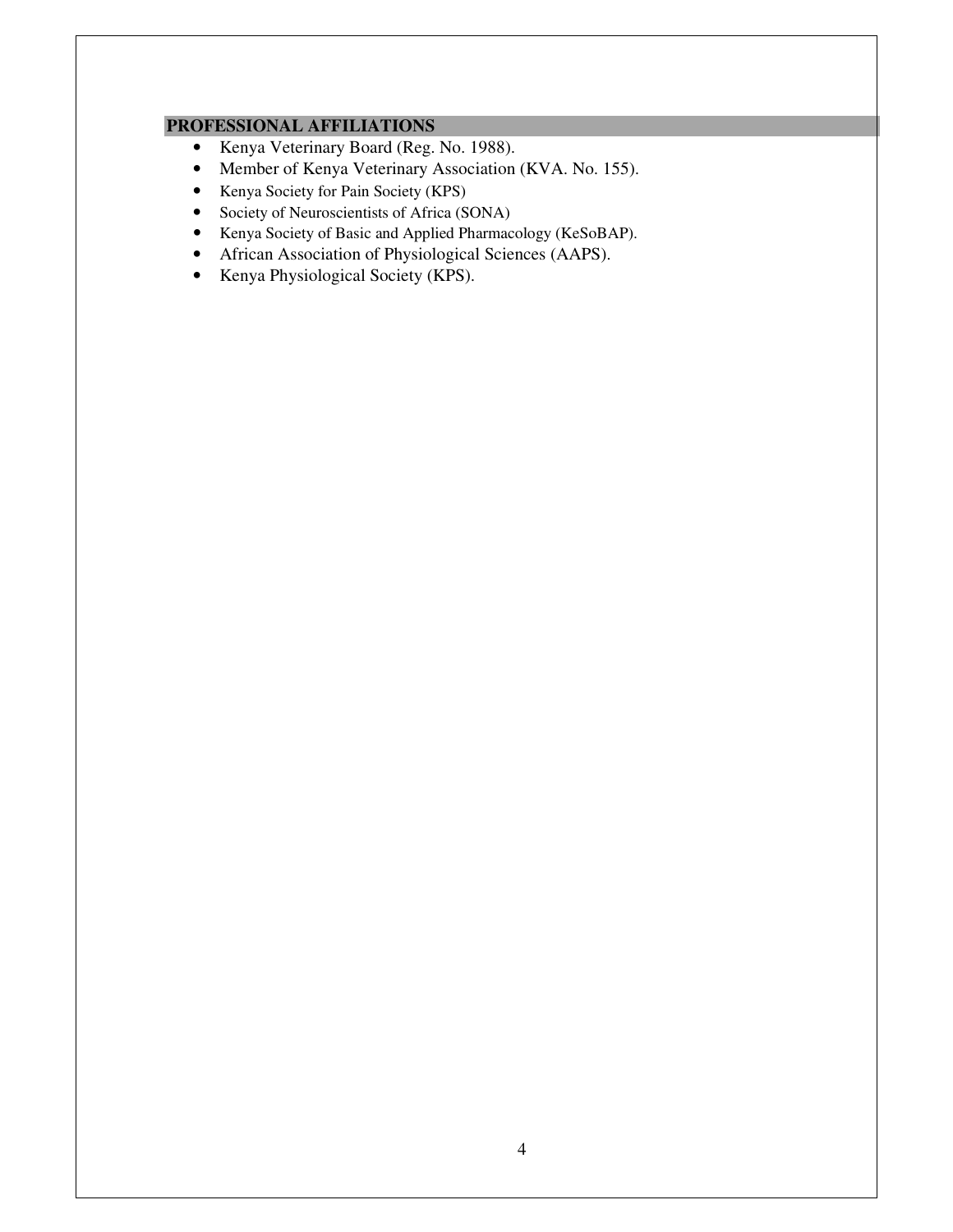## PROFESSIONAL AFFILIATIONS

- Kenya Veterinary Board (Reg. No. 1988).
- Member of Kenya Veterinary Association (KVA. No. 155).
- Kenya Society for Pain Society (KPS)
- Society of Neuroscientists of Africa (SONA)
- Kenya Society of Basic and Applied Pharmacology (KeSoBAP).
- African Association of Physiological Sciences (AAPS).
- Kenya Physiological Society (KPS).